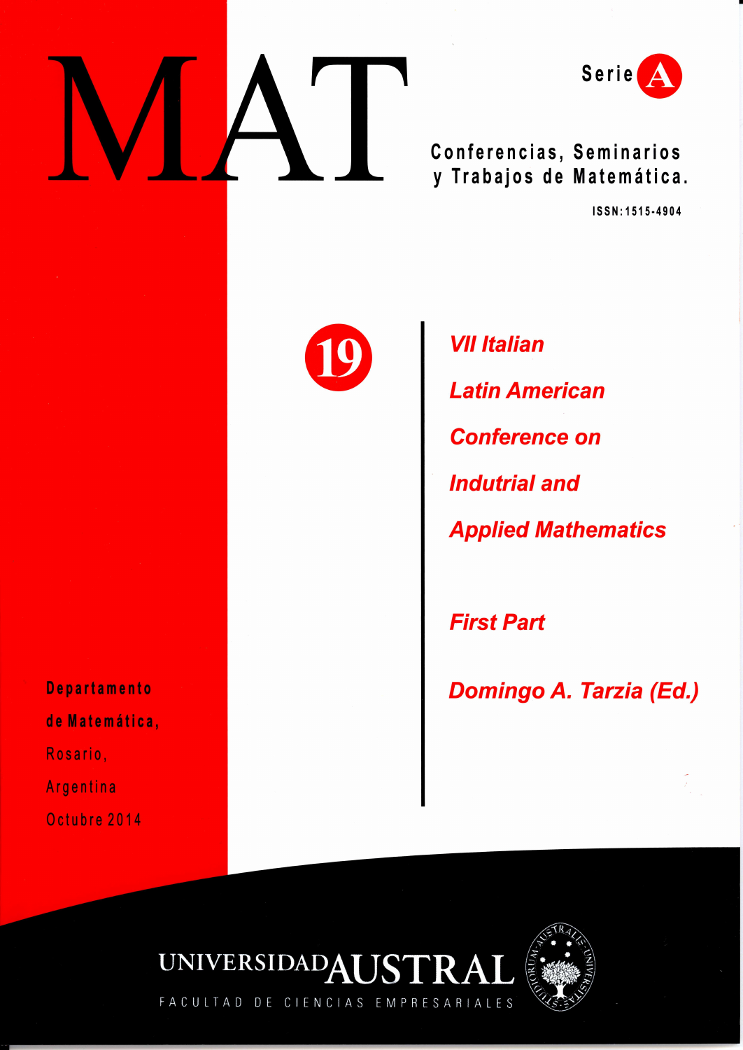# MAT

Serie A

Conferencias, Seminarios y Trabajos de Matemática.

ISSN:1515-4904

19

## VII Italian Latin American Conference on Indutrial and Applied Mathematics

### First Part

**Domingo A. Tarzia (Ed.)**

**Departamento de Matemática,**
Rosario,
Argentina
Octubre 2014

UNIVERSIDAD AUSTRAL

FACULTAD DE CIENCIAS EMPRESARIALES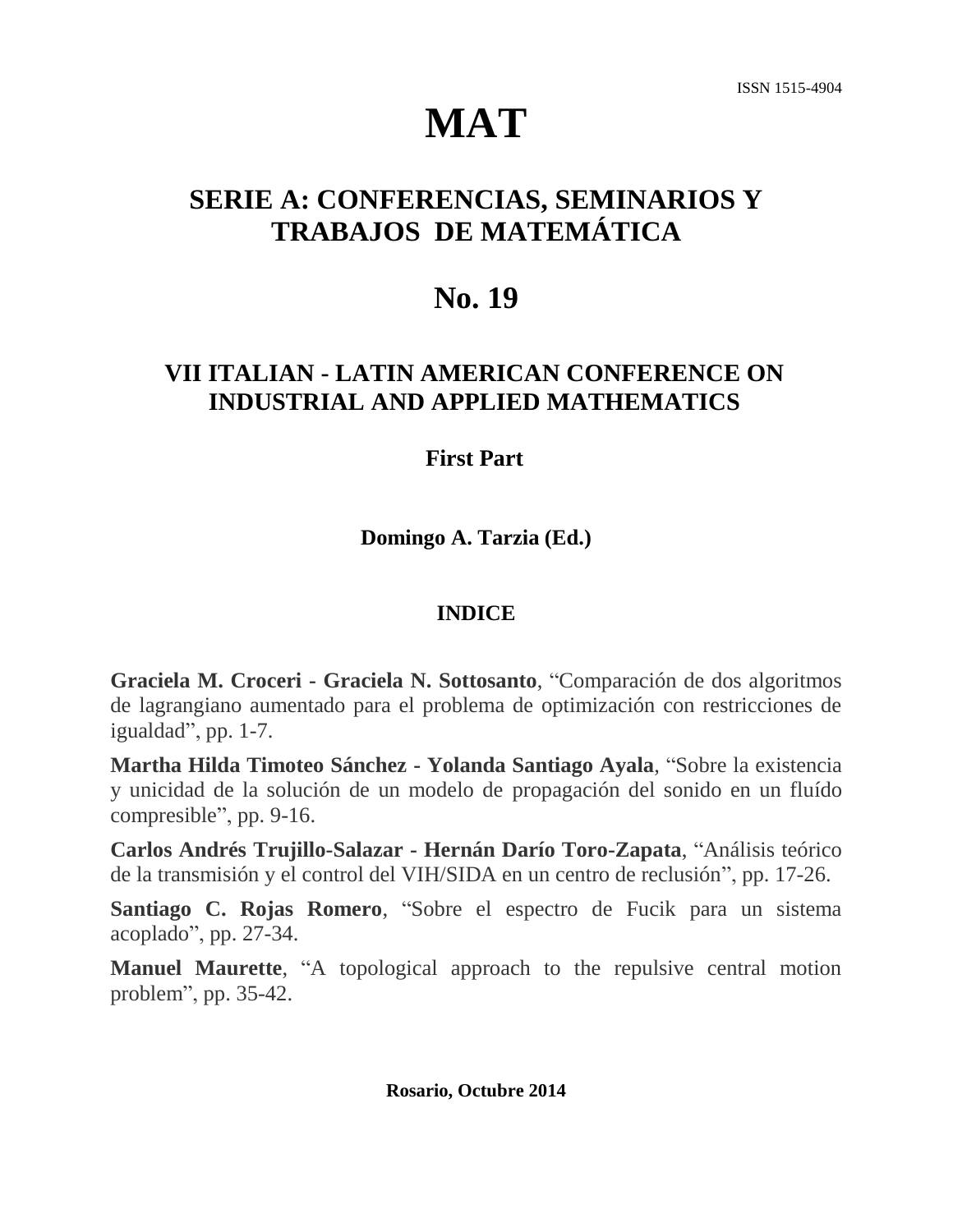ISSN 1515-4904

# MAT

## SERIE A: CONFERENCIAS, SEMINARIOS Y TRABAJOS DE MATEMÁTICA

## No. 19

## VII ITALIAN - LATIN AMERICAN CONFERENCE ON INDUSTRIAL AND APPLIED MATHEMATICS

### First Part

**Domingo A. Tarzia (Ed.)**

### INDICE

**Graciela M. Croceri - Graciela N. Sottosanto**, "Comparación de dos algoritmos de lagrangiano aumentado para el problema de optimización con restricciones de igualdad", pp. 1-7.

**Martha Hilda Timoteo Sánchez - Yolanda Santiago Ayala**, "Sobre la existencia y unicidad de la solución de un modelo de propagación del sonido en un fluído compresible", pp. 9-16.

**Carlos Andrés Trujillo-Salazar - Hernán Darío Toro-Zapata**, "Análisis teórico de la transmisión y el control del VIH/SIDA en un centro de reclusión", pp. 17-26.

**Santiago C. Rojas Romero**, "Sobre el espectro de Fucik para un sistema acoplado", pp. 27-34.

**Manuel Maurette**, "A topological approach to the repulsive central motion problem", pp. 35-42.

**Rosario, Octubre 2014**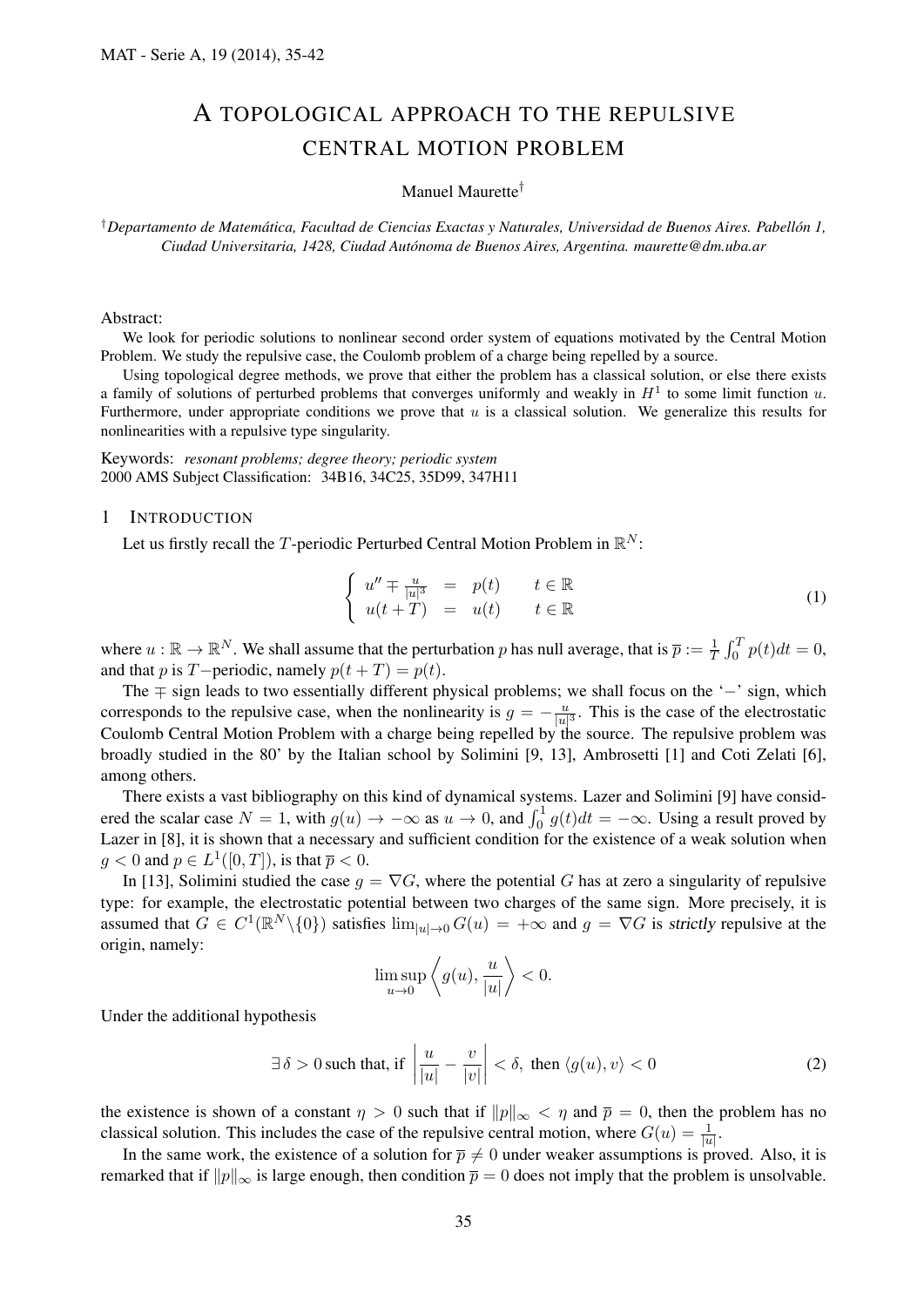# A TOPOLOGICAL APPROACH TO THE REPULSIVE CENTRAL MOTION PROBLEM

Manuel Maurette[†]

[†]*Departamento de Matemática, Facultad de Ciencias Exactas y Naturales, Universidad de Buenos Aires. Pabellón 1, Ciudad Universitaria, 1428, Ciudad Autónoma de Buenos Aires, Argentina. maurette@dm.uba.ar*

Abstract:

We look for periodic solutions to nonlinear second order system of equations motivated by the Central Motion Problem. We study the repulsive case, the Coulomb problem of a charge being repelled by a source.

Using topological degree methods, we prove that either the problem has a classical solution, or else there exists a family of solutions of perturbed problems that converges uniformly and weakly in $H^1$ to some limit function $u$. Furthermore, under appropriate conditions we prove that $u$ is a classical solution. We generalize this results for nonlinearities with a repulsive type singularity.

Keywords: *resonant problems; degree theory; periodic system*
2000 AMS Subject Classification: 34B16, 34C25, 35D99, 347H11

## 1 INTRODUCTION

Let us firstly recall the $T$-periodic Perturbed Central Motion Problem in $\mathbb{R}^N$:

$$\begin{cases} u'' \mp \frac{u}{|u|^3} &= p(t) \qquad t \in \mathbb{R} \\ u(t+T) &= u(t) \qquad t \in \mathbb{R} \end{cases} \tag{1}$$

where $u : \mathbb{R} \to \mathbb{R}^N$. We shall assume that the perturbation $p$ has null average, that is $\overline{p} := \frac{1}{T}\int_0^T p(t)dt = 0$, and that $p$ is $T-$periodic, namely $p(t+T) = p(t)$.

The $\mp$ sign leads to two essentially different physical problems; we shall focus on the '$-$' sign, which corresponds to the repulsive case, when the nonlinearity is $g = -\frac{u}{|u|^3}$. This is the case of the electrostatic Coulomb Central Motion Problem with a charge being repelled by the source. The repulsive problem was broadly studied in the 80' by the Italian school by Solimini [9, 13], Ambrosetti [1] and Coti Zelati [6], among others.

There exists a vast bibliography on this kind of dynamical systems. Lazer and Solimini [9] have considered the scalar case $N = 1$, with $g(u) \to -\infty$ as $u \to 0$, and $\int_0^1 g(t)dt = -\infty$. Using a result proved by Lazer in [8], it is shown that a necessary and sufficient condition for the existence of a weak solution when $g < 0$ and $p \in L^1([0,T])$, is that $\overline{p} < 0$.

In [13], Solimini studied the case $g = \nabla G$, where the potential $G$ has at zero a singularity of repulsive type: for example, the electrostatic potential between two charges of the same sign. More precisely, it is assumed that $G \in C^1(\mathbb{R}^N \backslash \{0\})$ satisfies $\lim_{|u|\to 0} G(u) = +\infty$ and $g = \nabla G$ is *strictly* repulsive at the origin, namely:

$$\limsup_{u \to 0} \left\langle g(u), \frac{u}{|u|} \right\rangle < 0.$$

Under the additional hypothesis

$$\exists\, \delta > 0 \text{ such that, if } \left|\frac{u}{|u|} - \frac{v}{|v|}\right| < \delta, \text{ then } \langle g(u), v \rangle < 0 \tag{2}$$

the existence is shown of a constant $\eta > 0$ such that if $\|p\|_\infty < \eta$ and $\overline{p} = 0$, then the problem has no classical solution. This includes the case of the repulsive central motion, where $G(u) = \frac{1}{|u|}$.

In the same work, the existence of a solution for $\overline{p} \neq 0$ under weaker assumptions is proved. Also, it is remarked that if $\|p\|_\infty$ is large enough, then condition $\overline{p} = 0$ does not imply that the problem is unsolvable.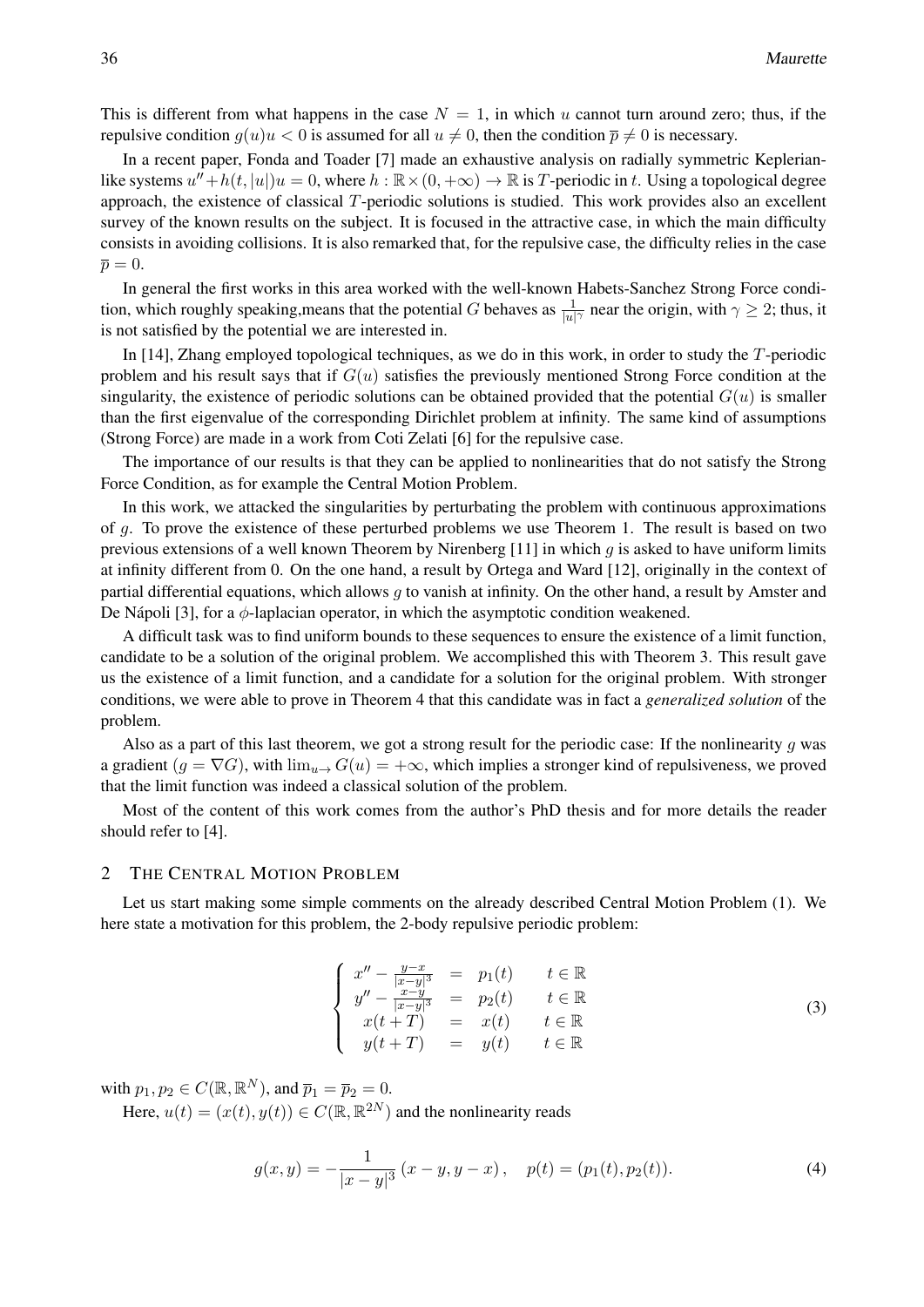This is different from what happens in the case $N = 1$, in which $u$ cannot turn around zero; thus, if the repulsive condition $g(u)u < 0$ is assumed for all $u \neq 0$, then the condition $\overline{p} \neq 0$ is necessary.

In a recent paper, Fonda and Toader [7] made an exhaustive analysis on radially symmetric Keplerian-like systems $u'' + h(t, |u|)u = 0$, where $h : \mathbb{R} \times (0, +\infty) \to \mathbb{R}$ is $T$-periodic in $t$. Using a topological degree approach, the existence of classical $T$-periodic solutions is studied. This work provides also an excellent survey of the known results on the subject. It is focused in the attractive case, in which the main difficulty consists in avoiding collisions. It is also remarked that, for the repulsive case, the difficulty relies in the case $\overline{p} = 0$.

In general the first works in this area worked with the well-known Habets-Sanchez Strong Force condition, which roughly speaking,means that the potential $G$ behaves as $\frac{1}{|u|^\gamma}$ near the origin, with $\gamma \geq 2$; thus, it is not satisfied by the potential we are interested in.

In [14], Zhang employed topological techniques, as we do in this work, in order to study the $T$-periodic problem and his result says that if $G(u)$ satisfies the previously mentioned Strong Force condition at the singularity, the existence of periodic solutions can be obtained provided that the potential $G(u)$ is smaller than the first eigenvalue of the corresponding Dirichlet problem at infinity. The same kind of assumptions (Strong Force) are made in a work from Coti Zelati [6] for the repulsive case.

The importance of our results is that they can be applied to nonlinearities that do not satisfy the Strong Force Condition, as for example the Central Motion Problem.

In this work, we attacked the singularities by perturbating the problem with continuous approximations of $g$. To prove the existence of these perturbed problems we use Theorem 1. The result is based on two previous extensions of a well known Theorem by Nirenberg [11] in which $g$ is asked to have uniform limits at infinity different from 0. On the one hand, a result by Ortega and Ward [12], originally in the context of partial differential equations, which allows $g$ to vanish at infinity. On the other hand, a result by Amster and De Nápoli [3], for a $\phi$-laplacian operator, in which the asymptotic condition weakened.

A difficult task was to find uniform bounds to these sequences to ensure the existence of a limit function, candidate to be a solution of the original problem. We accomplished this with Theorem 3. This result gave us the existence of a limit function, and a candidate for a solution for the original problem. With stronger conditions, we were able to prove in Theorem 4 that this candidate was in fact a *generalized solution* of the problem.

Also as a part of this last theorem, we got a strong result for the periodic case: If the nonlinearity $g$ was a gradient ($g = \nabla G$), with $\lim_{u \to} G(u) = +\infty$, which implies a stronger kind of repulsiveness, we proved that the limit function was indeed a classical solution of the problem.

Most of the content of this work comes from the author's PhD thesis and for more details the reader should refer to [4].

## 2 The Central Motion Problem

Let us start making some simple comments on the already described Central Motion Problem (1). We here state a motivation for this problem, the 2-body repulsive periodic problem:

$$
\left\{
\begin{array}{rcll}
x'' - \frac{y-x}{|x-y|^3} & = & p_1(t) & t \in \mathbb{R} \\
y'' - \frac{x-y}{|x-y|^3} & = & p_2(t) & t \in \mathbb{R} \\
x(t+T) & = & x(t) & t \in \mathbb{R} \\
y(t+T) & = & y(t) & t \in \mathbb{R}
\end{array}
\right.
\tag{3}
$$

with $p_1, p_2 \in C(\mathbb{R}, \mathbb{R}^N)$, and $\overline{p}_1 = \overline{p}_2 = 0$.

Here, $u(t) = (x(t), y(t)) \in C(\mathbb{R}, \mathbb{R}^{2N})$ and the nonlinearity reads

$$
g(x, y) = -\frac{1}{|x-y|^3}(x-y, y-x), \quad p(t) = (p_1(t), p_2(t)). \tag{4}
$$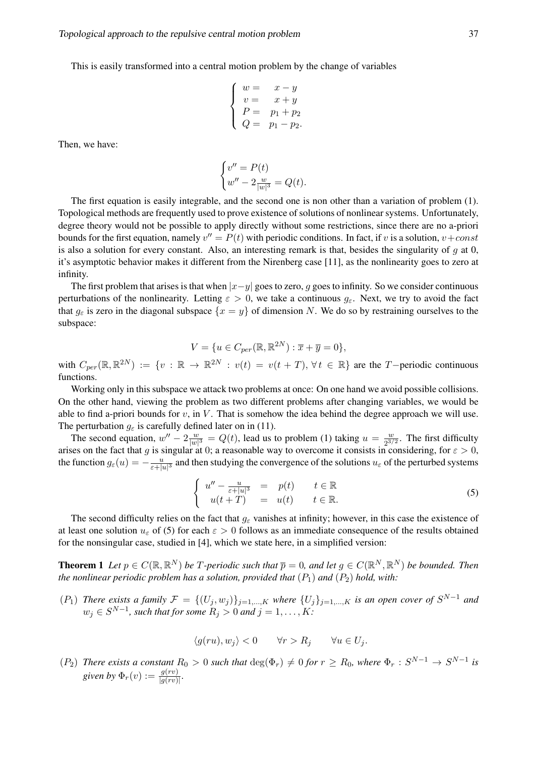This is easily transformed into a central motion problem by the change of variables

$$
\left\{ \begin{array}{rl} w = & x - y \\ v = & x + y \\ P = & p_1 + p_2 \\ Q = & p_1 - p_2. \end{array} \right.
$$

Then, we have:

$$
\begin{cases} v'' = P(t) \\ w'' - 2\frac{w}{|w|^3} = Q(t). \end{cases}
$$

The first equation is easily integrable, and the second one is non other than a variation of problem (1). Topological methods are frequently used to prove existence of solutions of nonlinear systems. Unfortunately, degree theory would not be possible to apply directly without some restrictions, since there are no a-priori bounds for the first equation, namely $v'' = P(t)$ with periodic conditions. In fact, if $v$ is a solution, $v + const$ is also a solution for every constant. Also, an interesting remark is that, besides the singularity of $g$ at 0, it's asymptotic behavior makes it different from the Nirenberg case [11], as the nonlinearity goes to zero at infinity.

The first problem that arises is that when $|x-y|$ goes to zero, $g$ goes to infinity. So we consider continuous perturbations of the nonlinearity. Letting $\varepsilon > 0$, we take a continuous $g_\varepsilon$. Next, we try to avoid the fact that $g_\varepsilon$ is zero in the diagonal subspace $\{x = y\}$ of dimension $N$. We do so by restraining ourselves to the subspace:

$$
V = \{u \in C_{per}(\mathbb{R}, \mathbb{R}^{2N}) : \overline{x} + \overline{y} = 0\},
$$

with $C_{per}(\mathbb{R}, \mathbb{R}^{2N}) := \{v : \mathbb{R} \to \mathbb{R}^{2N} : v(t) = v(t+T), \forall\, t \in \mathbb{R}\}$ are the $T-$periodic continuous functions.

Working only in this subspace we attack two problems at once: On one hand we avoid possible collisions. On the other hand, viewing the problem as two different problems after changing variables, we would be able to find a-priori bounds for $v$, in $V$. That is somehow the idea behind the degree approach we will use. The perturbation $g_\varepsilon$ is carefully defined later on in (11).

The second equation, $w'' - 2\frac{w}{|w|^3} = Q(t)$, lead us to problem (1) taking $u = \frac{w}{2^{3/2}}$. The first difficulty arises on the fact that $g$ is singular at 0; a reasonable way to overcome it consists in considering, for $\varepsilon > 0$, the function $g_\varepsilon(u) = -\frac{u}{\varepsilon + |u|^3}$ and then studying the convergence of the solutions $u_\varepsilon$ of the perturbed systems

$$
\left\{ \begin{array}{rcll} u'' - \frac{u}{\varepsilon + |u|^3} & = & p(t) & \quad t \in \mathbb{R} \\ u(t+T) & = & u(t) & \quad t \in \mathbb{R}. \end{array} \right. \tag{5}
$$

The second difficulty relies on the fact that $g_\varepsilon$ vanishes at infinity; however, in this case the existence of at least one solution $u_\varepsilon$ of (5) for each $\varepsilon > 0$ follows as an immediate consequence of the results obtained for the nonsingular case, studied in [4], which we state here, in a simplified version:

**Theorem 1** *Let $p \in C(\mathbb{R}, \mathbb{R}^N)$ be $T$-periodic such that $\overline{p} = 0$, and let $g \in C(\mathbb{R}^N, \mathbb{R}^N)$ be bounded. Then the nonlinear periodic problem has a solution, provided that $(P_1)$ and $(P_2)$ hold, with:*

$(P_1)$ *There exists a family $\mathcal{F} = \{(U_j, w_j)\}_{j=1,\ldots,K}$ where $\{U_j\}_{j=1,\ldots,K}$ is an open cover of $S^{N-1}$ and $w_j \in S^{N-1}$, such that for some $R_j > 0$ and $j = 1, \ldots, K$:*

$$
\langle g(ru), w_j \rangle < 0 \qquad \forall r > R_j \qquad \forall u \in U_j.
$$

$(P_2)$ *There exists a constant $R_0 > 0$ such that $\deg(\Phi_r) \neq 0$ for $r \geq R_0$, where $\Phi_r : S^{N-1} \to S^{N-1}$ is given by $\Phi_r(v) := \frac{g(rv)}{|g(rv)|}$.*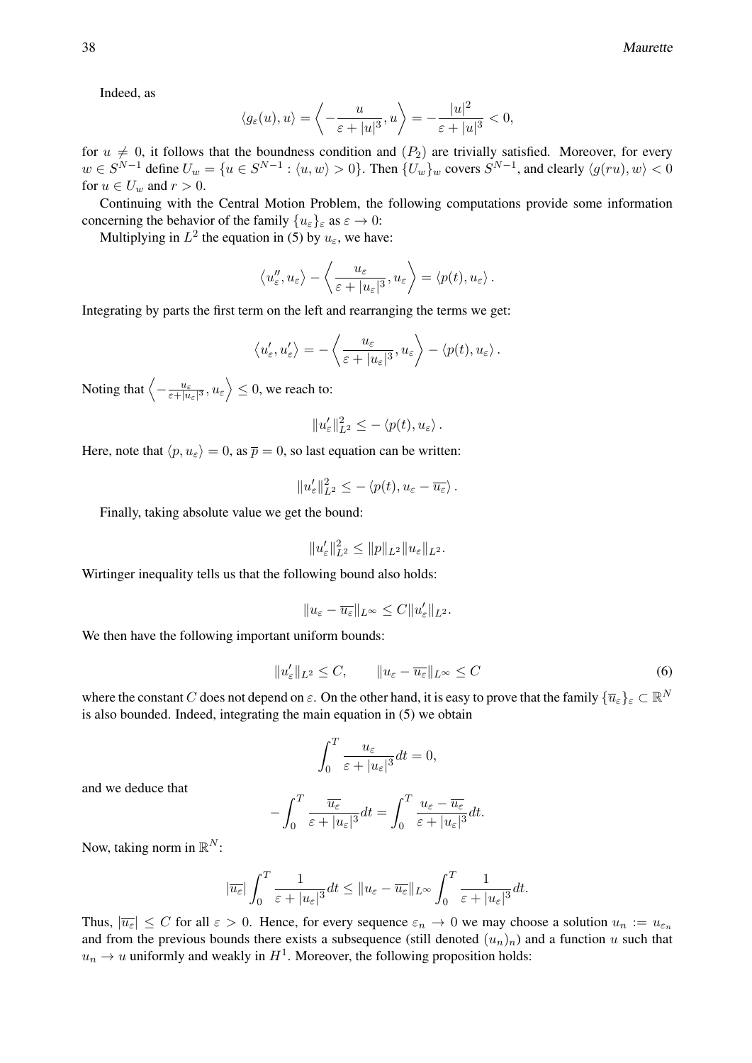Indeed, as

$$\langle g_\varepsilon(u), u\rangle = \left\langle -\frac{u}{\varepsilon + |u|^3}, u\right\rangle = -\frac{|u|^2}{\varepsilon + |u|^3} < 0,$$

for $u \neq 0$, it follows that the boundness condition and $(P_2)$ are trivially satisfied. Moreover, for every $w \in S^{N-1}$ define $U_w = \{u \in S^{N-1} : \langle u, w\rangle > 0\}$. Then $\{U_w\}_w$ covers $S^{N-1}$, and clearly $\langle g(ru), w\rangle < 0$ for $u \in U_w$ and $r > 0$.

Continuing with the Central Motion Problem, the following computations provide some information concerning the behavior of the family $\{u_\varepsilon\}_\varepsilon$ as $\varepsilon \to 0$:

Multiplying in $L^2$ the equation in (5) by $u_\varepsilon$, we have:

$$\left\langle u_\varepsilon'', u_\varepsilon\right\rangle - \left\langle \frac{u_\varepsilon}{\varepsilon + |u_\varepsilon|^3}, u_\varepsilon\right\rangle = \left\langle p(t), u_\varepsilon\right\rangle.$$

Integrating by parts the first term on the left and rearranging the terms we get:

$$\left\langle u_\varepsilon', u_\varepsilon'\right\rangle = -\left\langle \frac{u_\varepsilon}{\varepsilon + |u_\varepsilon|^3}, u_\varepsilon\right\rangle - \left\langle p(t), u_\varepsilon\right\rangle.$$

Noting that $\left\langle -\frac{u_\varepsilon}{\varepsilon + |u_\varepsilon|^3}, u_\varepsilon\right\rangle \leq 0$, we reach to:

$$\|u_\varepsilon'\|_{L^2}^2 \leq -\left\langle p(t), u_\varepsilon\right\rangle.$$

Here, note that $\langle p, u_\varepsilon\rangle = 0$, as $\overline{p} = 0$, so last equation can be written:

$$\|u_\varepsilon'\|_{L^2}^2 \leq -\left\langle p(t), u_\varepsilon - \overline{u_\varepsilon}\right\rangle.$$

Finally, taking absolute value we get the bound:

$$\|u_\varepsilon'\|_{L^2}^2 \leq \|p\|_{L^2}\|u_\varepsilon\|_{L^2}.$$

Wirtinger inequality tells us that the following bound also holds:

$$\|u_\varepsilon - \overline{u_\varepsilon}\|_{L^\infty} \leq C\|u_\varepsilon'\|_{L^2}.$$

We then have the following important uniform bounds:

$$\|u_\varepsilon'\|_{L^2} \leq C, \qquad \|u_\varepsilon - \overline{u_\varepsilon}\|_{L^\infty} \leq C \tag{6}$$

where the constant $C$ does not depend on $\varepsilon$. On the other hand, it is easy to prove that the family $\{\overline{u}_\varepsilon\}_\varepsilon \subset \mathbb{R}^N$ is also bounded. Indeed, integrating the main equation in (5) we obtain

$$\int_0^T \frac{u_\varepsilon}{\varepsilon + |u_\varepsilon|^3}dt = 0,$$

and we deduce that

$$-\int_0^T \frac{\overline{u_\varepsilon}}{\varepsilon + |u_\varepsilon|^3}dt = \int_0^T \frac{u_\varepsilon - \overline{u_\varepsilon}}{\varepsilon + |u_\varepsilon|^3}dt.$$

Now, taking norm in $\mathbb{R}^N$:

$$|\overline{u_\varepsilon}|\int_0^T \frac{1}{\varepsilon + |u_\varepsilon|^3}dt \leq \|u_\varepsilon - \overline{u_\varepsilon}\|_{L^\infty}\int_0^T \frac{1}{\varepsilon + |u_\varepsilon|^3}dt.$$

Thus, $|\overline{u_\varepsilon}| \leq C$ for all $\varepsilon > 0$. Hence, for every sequence $\varepsilon_n \to 0$ we may choose a solution $u_n := u_{\varepsilon_n}$ and from the previous bounds there exists a subsequence (still denoted $(u_n)_n$) and a function $u$ such that $u_n \to u$ uniformly and weakly in $H^1$. Moreover, the following proposition holds: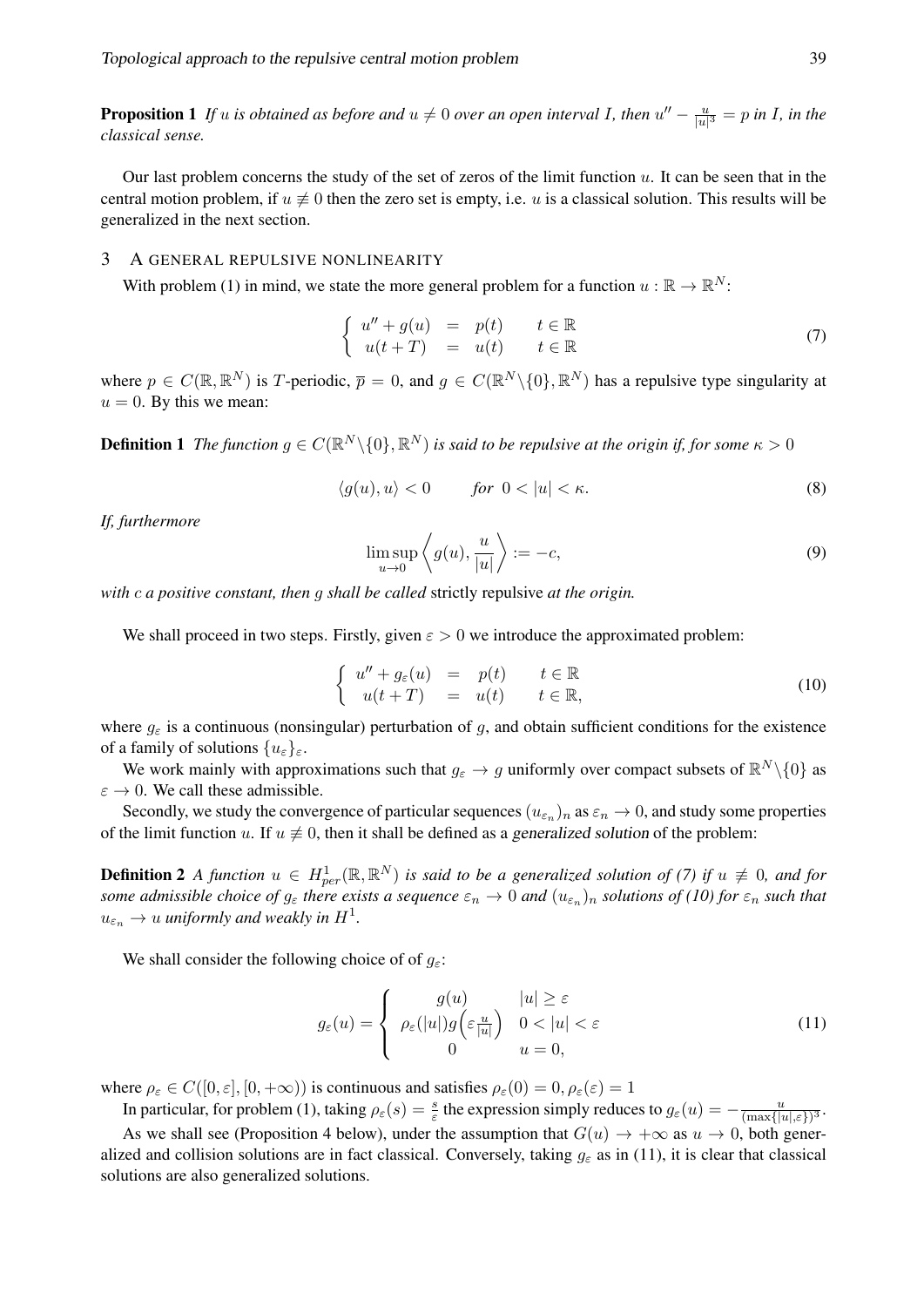**Proposition 1** *If $u$ is obtained as before and $u \neq 0$ over an open interval $I$, then $u'' - \frac{u}{|u|^3} = p$ in $I$, in the classical sense.*

Our last problem concerns the study of the set of zeros of the limit function $u$. It can be seen that in the central motion problem, if $u \not\equiv 0$ then the zero set is empty, i.e. $u$ is a classical solution. This results will be generalized in the next section.

## 3 A GENERAL REPULSIVE NONLINEARITY

With problem (1) in mind, we state the more general problem for a function $u : \mathbb{R} \to \mathbb{R}^N$:

$$\left\{ \begin{array}{rcll} u'' + g(u) & = & p(t) & t \in \mathbb{R} \\ u(t+T) & = & u(t) & t \in \mathbb{R} \end{array} \right. \tag{7}$$

where $p \in C(\mathbb{R}, \mathbb{R}^N)$ is $T$-periodic, $\overline{p} = 0$, and $g \in C(\mathbb{R}^N \backslash \{0\}, \mathbb{R}^N)$ has a repulsive type singularity at $u = 0$. By this we mean:

**Definition 1** *The function $g \in C(\mathbb{R}^N \backslash \{0\}, \mathbb{R}^N)$ is said to be repulsive at the origin if, for some $\kappa > 0$*

$$\langle g(u), u \rangle < 0 \qquad \textit{for } 0 < |u| < \kappa. \tag{8}$$

*If, furthermore*

$$\limsup_{u \to 0} \left\langle g(u), \frac{u}{|u|} \right\rangle := -c, \tag{9}$$

*with $c$ a positive constant, then $g$ shall be called* strictly repulsive *at the origin.*

We shall proceed in two steps. Firstly, given $\varepsilon > 0$ we introduce the approximated problem:

$$\left\{ \begin{array}{rcll} u'' + g_\varepsilon(u) & = & p(t) & t \in \mathbb{R} \\ u(t+T) & = & u(t) & t \in \mathbb{R}, \end{array} \right. \tag{10}$$

where $g_\varepsilon$ is a continuous (nonsingular) perturbation of $g$, and obtain sufficient conditions for the existence of a family of solutions $\{u_\varepsilon\}_\varepsilon$.

We work mainly with approximations such that $g_\varepsilon \to g$ uniformly over compact subsets of $\mathbb{R}^N \backslash \{0\}$ as $\varepsilon \to 0$. We call these admissible.

Secondly, we study the convergence of particular sequences $(u_{\varepsilon_n})_n$ as $\varepsilon_n \to 0$, and study some properties of the limit function $u$. If $u \not\equiv 0$, then it shall be defined as a *generalized solution* of the problem:

**Definition 2** *A function $u \in H^1_{per}(\mathbb{R}, \mathbb{R}^N)$ is said to be a generalized solution of (7) if $u \not\equiv 0$, and for some admissible choice of $g_\varepsilon$ there exists a sequence $\varepsilon_n \to 0$ and $(u_{\varepsilon_n})_n$ solutions of (10) for $\varepsilon_n$ such that $u_{\varepsilon_n} \to u$ uniformly and weakly in $H^1$.*

We shall consider the following choice of of $g_\varepsilon$:

$$g_\varepsilon(u) = \left\{ \begin{array}{cl} g(u) & |u| \geq \varepsilon \\ \rho_\varepsilon(|u|) g\Big(\varepsilon \frac{u}{|u|}\Big) & 0 < |u| < \varepsilon \\ 0 & u = 0, \end{array} \right. \tag{11}$$

where $\rho_\varepsilon \in C([0, \varepsilon], [0, +\infty))$ is continuous and satisfies $\rho_\varepsilon(0) = 0, \rho_\varepsilon(\varepsilon) = 1$

In particular, for problem (1), taking $\rho_\varepsilon(s) = \frac{s}{\varepsilon}$ the expression simply reduces to $g_\varepsilon(u) = -\frac{u}{(\max\{|u|, \varepsilon\})^3}$.

As we shall see (Proposition 4 below), under the assumption that $G(u) \to +\infty$ as $u \to 0$, both generalized and collision solutions are in fact classical. Conversely, taking $g_\varepsilon$ as in (11), it is clear that classical solutions are also generalized solutions.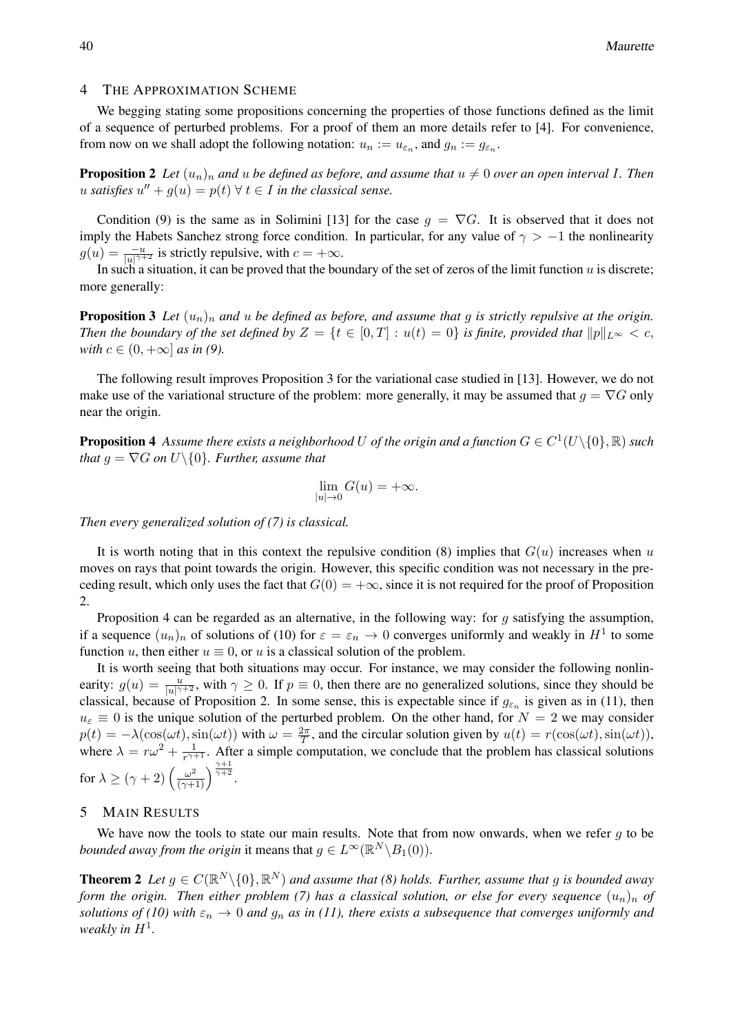## 4 The Approximation Scheme

We begging stating some propositions concerning the properties of those functions defined as the limit of a sequence of perturbed problems. For a proof of them an more details refer to [4]. For convenience, from now on we shall adopt the following notation: $u_n := u_{\varepsilon_n}$, and $g_n := g_{\varepsilon_n}$.

**Proposition 2** *Let $(u_n)_n$ and $u$ be defined as before, and assume that $u \neq 0$ over an open interval $I$. Then $u$ satisfies $u'' + g(u) = p(t)\ \forall\, t \in I$ in the classical sense.*

Condition (9) is the same as in Solimini [13] for the case $g = \nabla G$. It is observed that it does not imply the Habets Sanchez strong force condition. In particular, for any value of $\gamma > -1$ the nonlinearity $g(u) = \frac{-u}{|u|^{\gamma+2}}$ is strictly repulsive, with $c = +\infty$.

In such a situation, it can be proved that the boundary of the set of zeros of the limit function $u$ is discrete; more generally:

**Proposition 3** *Let $(u_n)_n$ and $u$ be defined as before, and assume that $g$ is strictly repulsive at the origin. Then the boundary of the set defined by $Z = \{t \in [0, T] : u(t) = 0\}$ is finite, provided that $\|p\|_{L^\infty} < c$, with $c \in (0, +\infty]$ as in (9).*

The following result improves Proposition 3 for the variational case studied in [13]. However, we do not make use of the variational structure of the problem: more generally, it may be assumed that $g = \nabla G$ only near the origin.

**Proposition 4** *Assume there exists a neighborhood $U$ of the origin and a function $G \in C^1(U\backslash\{0\}, \mathbb{R})$ such that $g = \nabla G$ on $U\backslash\{0\}$. Further, assume that*

$$\lim_{|u|\to 0} G(u) = +\infty.$$

*Then every generalized solution of (7) is classical.*

It is worth noting that in this context the repulsive condition (8) implies that $G(u)$ increases when $u$ moves on rays that point towards the origin. However, this specific condition was not necessary in the preceding result, which only uses the fact that $G(0) = +\infty$, since it is not required for the proof of Proposition 2.

Proposition 4 can be regarded as an alternative, in the following way: for $g$ satisfying the assumption, if a sequence $(u_n)_n$ of solutions of (10) for $\varepsilon = \varepsilon_n \to 0$ converges uniformly and weakly in $H^1$ to some function $u$, then either $u \equiv 0$, or $u$ is a classical solution of the problem.

It is worth seeing that both situations may occur. For instance, we may consider the following nonlinearity: $g(u) = \frac{u}{|u|^{\gamma+2}}$, with $\gamma \geq 0$. If $p \equiv 0$, then there are no generalized solutions, since they should be classical, because of Proposition 2. In some sense, this is expectable since if $g_{\varepsilon_n}$ is given as in (11), then $u_\varepsilon \equiv 0$ is the unique solution of the perturbed problem. On the other hand, for $N = 2$ we may consider $p(t) = -\lambda(\cos(\omega t), \sin(\omega t))$ with $\omega = \frac{2\pi}{T}$, and the circular solution given by $u(t) = r(\cos(\omega t), \sin(\omega t))$, where $\lambda = r\omega^2 + \frac{1}{r^{\gamma+1}}$. After a simple computation, we conclude that the problem has classical solutions for $\lambda \geq (\gamma + 2)\left(\frac{\omega^2}{(\gamma+1)}\right)^{\frac{\gamma+1}{\gamma+2}}$.

## 5 Main Results

We have now the tools to state our main results. Note that from now onwards, when we refer $g$ to be *bounded away from the origin* it means that $g \in L^\infty(\mathbb{R}^N\backslash B_1(0))$.

**Theorem 2** *Let $g \in C(\mathbb{R}^N\backslash\{0\}, \mathbb{R}^N)$ and assume that (8) holds. Further, assume that $g$ is bounded away form the origin. Then either problem (7) has a classical solution, or else for every sequence $(u_n)_n$ of solutions of (10) with $\varepsilon_n \to 0$ and $g_n$ as in (11), there exists a subsequence that converges uniformly and weakly in $H^1$.*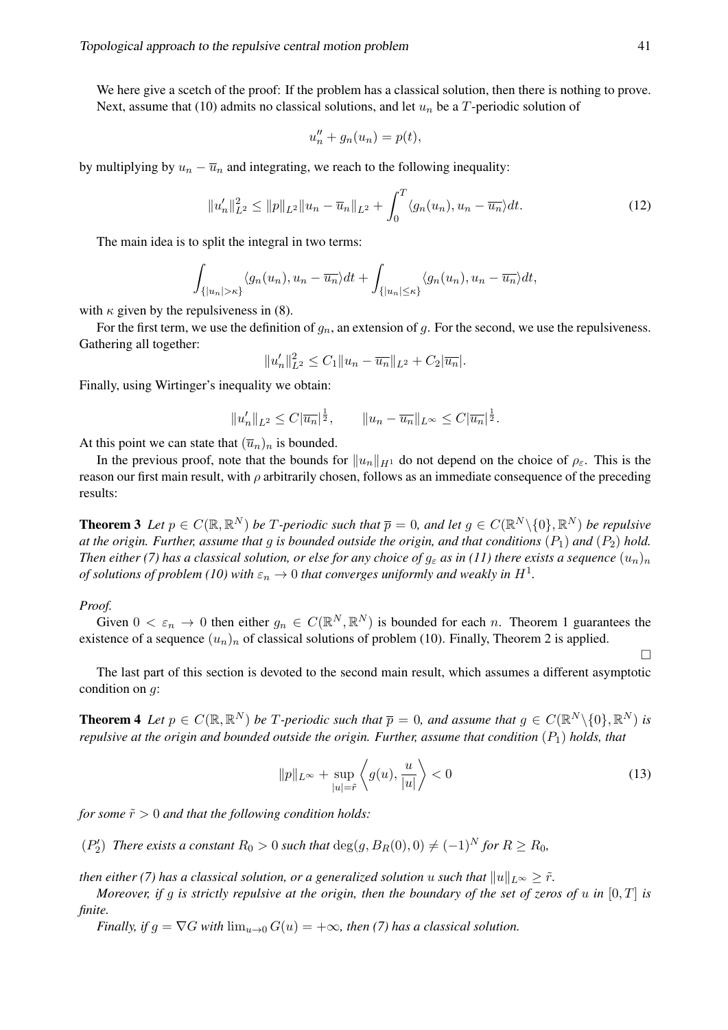We here give a scetch of the proof: If the problem has a classical solution, then there is nothing to prove. Next, assume that (10) admits no classical solutions, and let $u_n$ be a $T$-periodic solution of

$$u_n'' + g_n(u_n) = p(t),$$

by multiplying by $u_n - \overline{u}_n$ and integrating, we reach to the following inequality:

$$\|u_n'\|_{L^2}^2 \leq \|p\|_{L^2}\|u_n - \overline{u}_n\|_{L^2} + \int_0^T \langle g_n(u_n), u_n - \overline{u_n}\rangle dt. \tag{12}$$

The main idea is to split the integral in two terms:

$$\int_{\{|u_n|>\kappa\}} \langle g_n(u_n), u_n - \overline{u_n}\rangle dt + \int_{\{|u_n|\leq\kappa\}} \langle g_n(u_n), u_n - \overline{u_n}\rangle dt,$$

with $\kappa$ given by the repulsiveness in (8).

For the first term, we use the definition of $g_n$, an extension of $g$. For the second, we use the repulsiveness. Gathering all together:

$$\|u_n'\|_{L^2}^2 \leq C_1\|u_n - \overline{u_n}\|_{L^2} + C_2|\overline{u_n}|.$$

Finally, using Wirtinger's inequality we obtain:

$$\|u_n'\|_{L^2} \leq C|\overline{u_n}|^{\frac{1}{2}}, \qquad \|u_n - \overline{u_n}\|_{L^\infty} \leq C|\overline{u_n}|^{\frac{1}{2}}.$$

At this point we can state that $(\overline{u}_n)_n$ is bounded.

In the previous proof, note that the bounds for $\|u_n\|_{H^1}$ do not depend on the choice of $\rho_\varepsilon$. This is the reason our first main result, with $\rho$ arbitrarily chosen, follows as an immediate consequence of the preceding results:

**Theorem 3** *Let $p \in C(\mathbb{R}, \mathbb{R}^N)$ be $T$-periodic such that $\overline{p} = 0$, and let $g \in C(\mathbb{R}^N \backslash \{0\}, \mathbb{R}^N)$ be repulsive at the origin. Further, assume that $g$ is bounded outside the origin, and that conditions $(P_1)$ and $(P_2)$ hold. Then either (7) has a classical solution, or else for any choice of $g_\varepsilon$ as in (11) there exists a sequence $(u_n)_n$ of solutions of problem (10) with $\varepsilon_n \to 0$ that converges uniformly and weakly in $H^1$.*

*Proof.*

Given $0 < \varepsilon_n \to 0$ then either $g_n \in C(\mathbb{R}^N, \mathbb{R}^N)$ is bounded for each $n$. Theorem 1 guarantees the existence of a sequence $(u_n)_n$ of classical solutions of problem (10). Finally, Theorem 2 is applied.

□

The last part of this section is devoted to the second main result, which assumes a different asymptotic condition on $g$:

**Theorem 4** *Let $p \in C(\mathbb{R}, \mathbb{R}^N)$ be $T$-periodic such that $\overline{p} = 0$, and assume that $g \in C(\mathbb{R}^N \backslash \{0\}, \mathbb{R}^N)$ is repulsive at the origin and bounded outside the origin. Further, assume that condition $(P_1)$ holds, that*

$$\|p\|_{L^\infty} + \sup_{|u|=\tilde{r}} \left\langle g(u), \frac{u}{|u|} \right\rangle < 0 \tag{13}$$

*for some $\tilde{r} > 0$ and that the following condition holds:*

$(P_2')$ *There exists a constant $R_0 > 0$ such that $\deg(g, B_R(0), 0) \neq (-1)^N$ for $R \geq R_0$,*

*then either (7) has a classical solution, or a generalized solution $u$ such that $\|u\|_{L^\infty} \geq \tilde{r}$.*

*Moreover, if $g$ is strictly repulsive at the origin, then the boundary of the set of zeros of $u$ in $[0, T]$ is finite.*

*Finally, if $g = \nabla G$ with $\lim_{u\to 0} G(u) = +\infty$, then (7) has a classical solution.*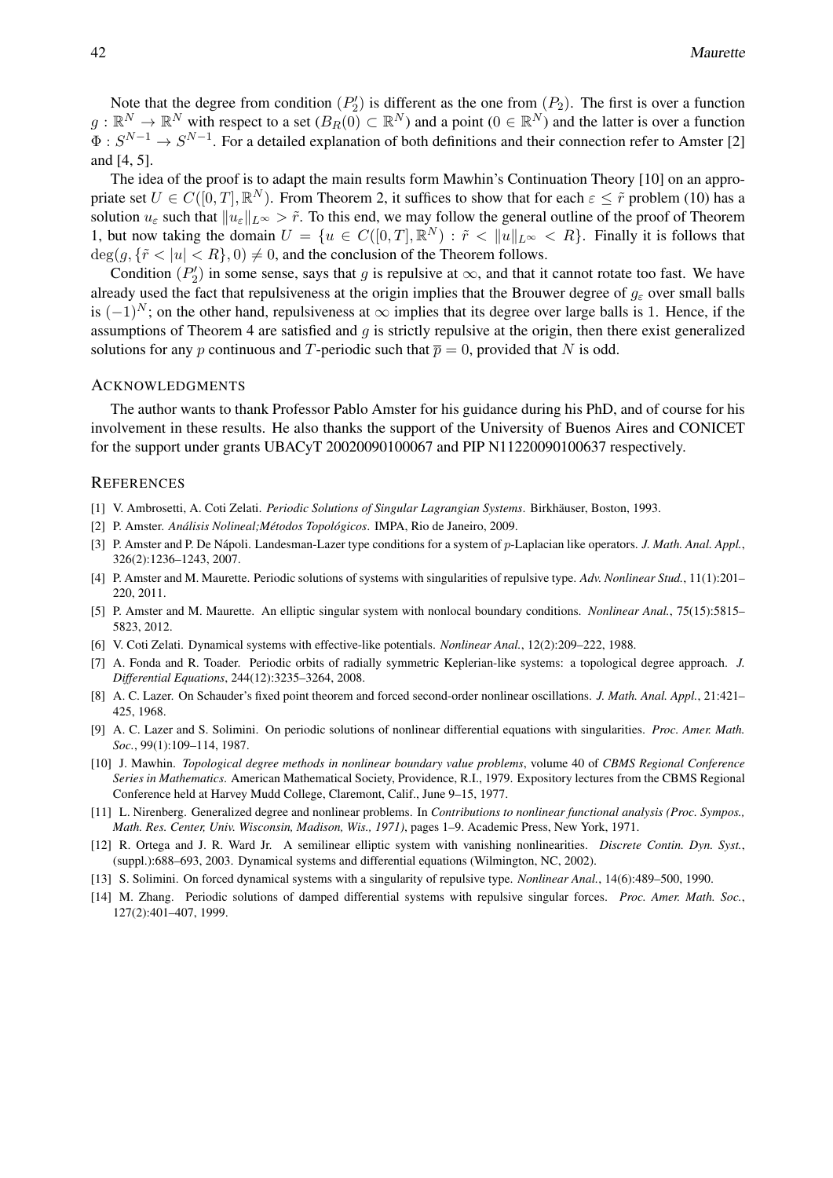Note that the degree from condition $(P_2')$ is different as the one from $(P_2)$. The first is over a function $g : \mathbb{R}^N \to \mathbb{R}^N$ with respect to a set ($B_R(0) \subset \mathbb{R}^N$) and a point ($0 \in \mathbb{R}^N$) and the latter is over a function $\Phi : S^{N-1} \to S^{N-1}$. For a detailed explanation of both definitions and their connection refer to Amster [2] and [4, 5].

The idea of the proof is to adapt the main results form Mawhin's Continuation Theory [10] on an appropriate set $U \in C([0,T], \mathbb{R}^N)$. From Theorem 2, it suffices to show that for each $\varepsilon \leq \tilde{r}$ problem (10) has a solution $u_\varepsilon$ such that $\|u_\varepsilon\|_{L^\infty} > \tilde{r}$. To this end, we may follow the general outline of the proof of Theorem 1, but now taking the domain $U = \{u \in C([0,T], \mathbb{R}^N) : \tilde{r} < \|u\|_{L^\infty} < R\}$. Finally it is follows that $\deg(g, \{\tilde{r} < |u| < R\}, 0) \neq 0$, and the conclusion of the Theorem follows.

Condition $(P_2')$ in some sense, says that $g$ is repulsive at $\infty$, and that it cannot rotate too fast. We have already used the fact that repulsiveness at the origin implies that the Brouwer degree of $g_\varepsilon$ over small balls is $(-1)^N$; on the other hand, repulsiveness at $\infty$ implies that its degree over large balls is 1. Hence, if the assumptions of Theorem 4 are satisfied and $g$ is strictly repulsive at the origin, then there exist generalized solutions for any $p$ continuous and $T$-periodic such that $\overline{p} = 0$, provided that $N$ is odd.

## Acknowledgments

The author wants to thank Professor Pablo Amster for his guidance during his PhD, and of course for his involvement in these results. He also thanks the support of the University of Buenos Aires and CONICET for the support under grants UBACyT 20020090100067 and PIP N11220090100637 respectively.

## References

[1] V. Ambrosetti, A. Coti Zelati. *Periodic Solutions of Singular Lagrangian Systems*. Birkhäuser, Boston, 1993.

[2] P. Amster. *Análisis Nolineal;Métodos Topológicos*. IMPA, Rio de Janeiro, 2009.

[3] P. Amster and P. De Nápoli. Landesman-Lazer type conditions for a system of $p$-Laplacian like operators. *J. Math. Anal. Appl.*, 326(2):1236–1243, 2007.

[4] P. Amster and M. Maurette. Periodic solutions of systems with singularities of repulsive type. *Adv. Nonlinear Stud.*, 11(1):201–220, 2011.

[5] P. Amster and M. Maurette. An elliptic singular system with nonlocal boundary conditions. *Nonlinear Anal.*, 75(15):5815–5823, 2012.

[6] V. Coti Zelati. Dynamical systems with effective-like potentials. *Nonlinear Anal.*, 12(2):209–222, 1988.

[7] A. Fonda and R. Toader. Periodic orbits of radially symmetric Keplerian-like systems: a topological degree approach. *J. Differential Equations*, 244(12):3235–3264, 2008.

[8] A. C. Lazer. On Schauder's fixed point theorem and forced second-order nonlinear oscillations. *J. Math. Anal. Appl.*, 21:421–425, 1968.

[9] A. C. Lazer and S. Solimini. On periodic solutions of nonlinear differential equations with singularities. *Proc. Amer. Math. Soc.*, 99(1):109–114, 1987.

[10] J. Mawhin. *Topological degree methods in nonlinear boundary value problems*, volume 40 of *CBMS Regional Conference Series in Mathematics*. American Mathematical Society, Providence, R.I., 1979. Expository lectures from the CBMS Regional Conference held at Harvey Mudd College, Claremont, Calif., June 9–15, 1977.

[11] L. Nirenberg. Generalized degree and nonlinear problems. In *Contributions to nonlinear functional analysis (Proc. Sympos., Math. Res. Center, Univ. Wisconsin, Madison, Wis., 1971)*, pages 1–9. Academic Press, New York, 1971.

[12] R. Ortega and J. R. Ward Jr. A semilinear elliptic system with vanishing nonlinearities. *Discrete Contin. Dyn. Syst.*, (suppl.):688–693, 2003. Dynamical systems and differential equations (Wilmington, NC, 2002).

[13] S. Solimini. On forced dynamical systems with a singularity of repulsive type. *Nonlinear Anal.*, 14(6):489–500, 1990.

[14] M. Zhang. Periodic solutions of damped differential systems with repulsive singular forces. *Proc. Amer. Math. Soc.*, 127(2):401–407, 1999.